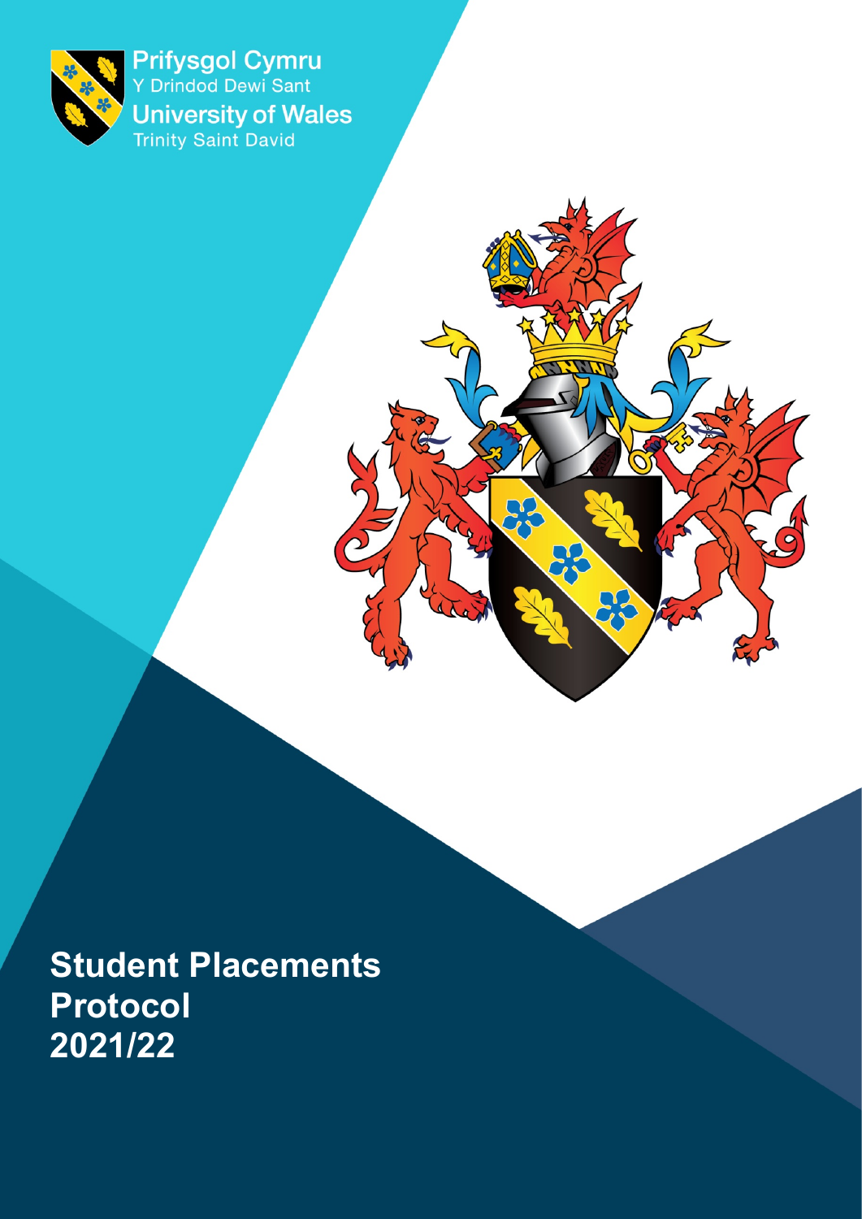Prifysgol Cymru
Y Drindod Dewi Sant
University of Wales
Trinity Saint David

# Student Placements Protocol 2021/22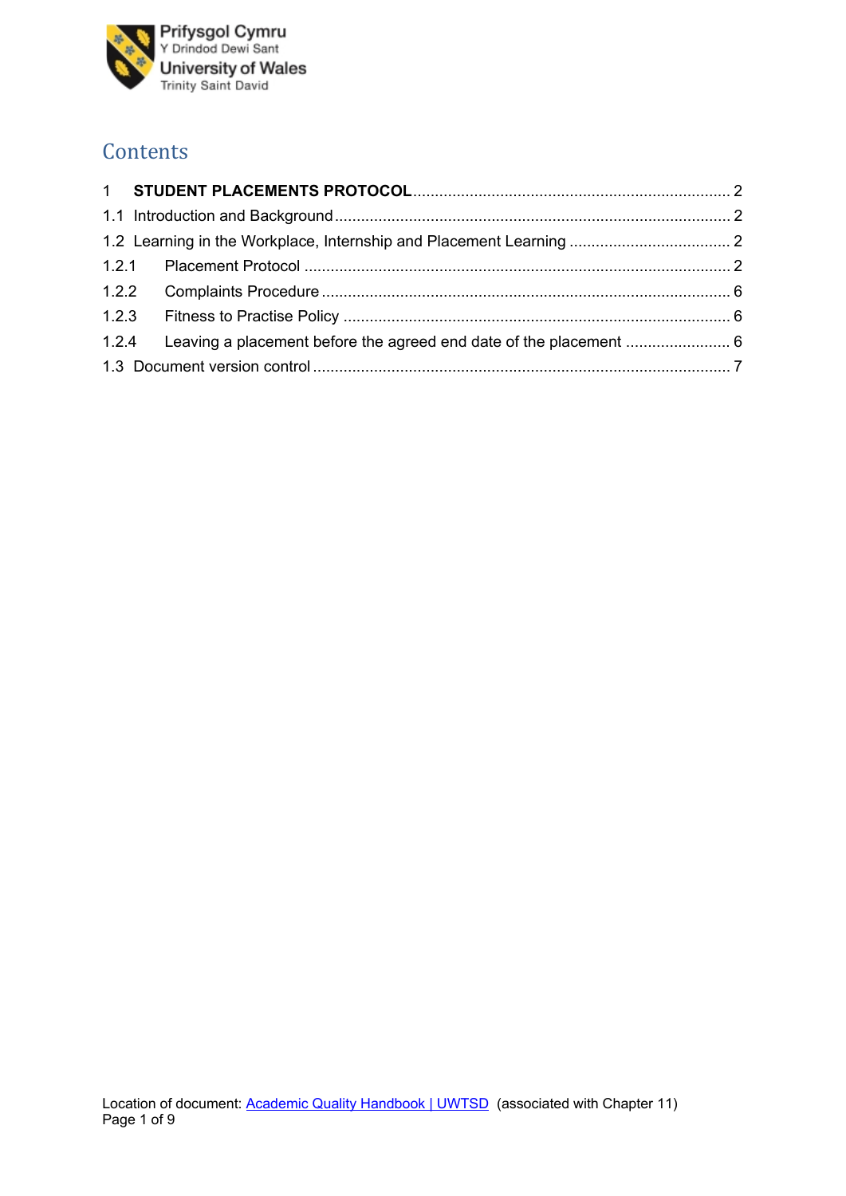# Contents

| | | |
|---|---|---|
| 1 | **STUDENT PLACEMENTS PROTOCOL** | 2 |
| 1.1 | Introduction and Background | 2 |
| 1.2 | Learning in the Workplace, Internship and Placement Learning | 2 |
| 1.2.1 | Placement Protocol | 2 |
| 1.2.2 | Complaints Procedure | 6 |
| 1.2.3 | Fitness to Practise Policy | 6 |
| 1.2.4 | Leaving a placement before the agreed end date of the placement | 6 |
| 1.3 | Document version control | 7 |

Location of document: [Academic Quality Handbook | UWTSD](Academic Quality Handbook | UWTSD) (associated with Chapter 11)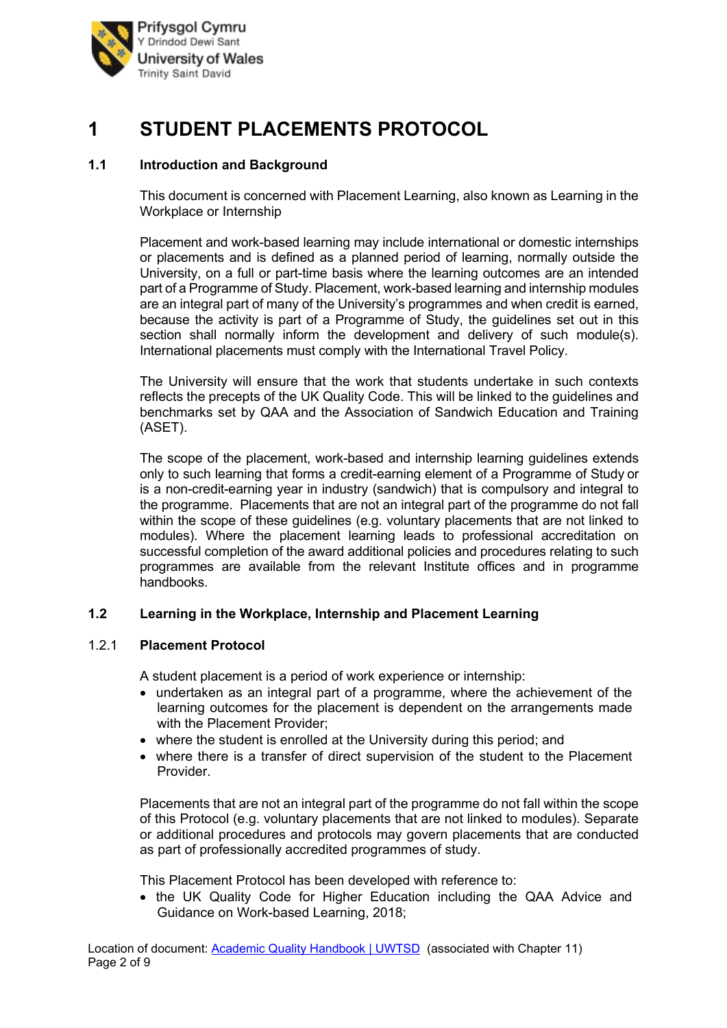# 1 STUDENT PLACEMENTS PROTOCOL

## 1.1 Introduction and Background

This document is concerned with Placement Learning, also known as Learning in the Workplace or Internship

Placement and work-based learning may include international or domestic internships or placements and is defined as a planned period of learning, normally outside the University, on a full or part-time basis where the learning outcomes are an intended part of a Programme of Study. Placement, work-based learning and internship modules are an integral part of many of the University's programmes and when credit is earned, because the activity is part of a Programme of Study, the guidelines set out in this section shall normally inform the development and delivery of such module(s). International placements must comply with the International Travel Policy.

The University will ensure that the work that students undertake in such contexts reflects the precepts of the UK Quality Code. This will be linked to the guidelines and benchmarks set by QAA and the Association of Sandwich Education and Training (ASET).

The scope of the placement, work-based and internship learning guidelines extends only to such learning that forms a credit-earning element of a Programme of Study or is a non-credit-earning year in industry (sandwich) that is compulsory and integral to the programme. Placements that are not an integral part of the programme do not fall within the scope of these guidelines (e.g. voluntary placements that are not linked to modules). Where the placement learning leads to professional accreditation on successful completion of the award additional policies and procedures relating to such programmes are available from the relevant Institute offices and in programme handbooks.

## 1.2 Learning in the Workplace, Internship and Placement Learning

### 1.2.1 Placement Protocol

A student placement is a period of work experience or internship:

- undertaken as an integral part of a programme, where the achievement of the learning outcomes for the placement is dependent on the arrangements made with the Placement Provider;
- where the student is enrolled at the University during this period; and
- where there is a transfer of direct supervision of the student to the Placement Provider.

Placements that are not an integral part of the programme do not fall within the scope of this Protocol (e.g. voluntary placements that are not linked to modules). Separate or additional procedures and protocols may govern placements that are conducted as part of professionally accredited programmes of study.

This Placement Protocol has been developed with reference to:

- the UK Quality Code for Higher Education including the QAA Advice and Guidance on Work-based Learning, 2018;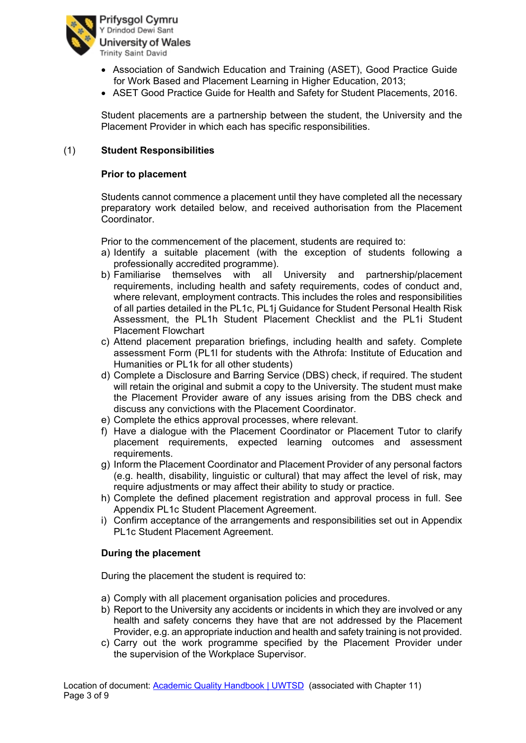- Association of Sandwich Education and Training (ASET), Good Practice Guide for Work Based and Placement Learning in Higher Education, 2013;
- ASET Good Practice Guide for Health and Safety for Student Placements, 2016.

Student placements are a partnership between the student, the University and the Placement Provider in which each has specific responsibilities.

## (1) Student Responsibilities

### Prior to placement

Students cannot commence a placement until they have completed all the necessary preparatory work detailed below, and received authorisation from the Placement Coordinator.

Prior to the commencement of the placement, students are required to:

a) Identify a suitable placement (with the exception of students following a professionally accredited programme).
b) Familiarise themselves with all University and partnership/placement requirements, including health and safety requirements, codes of conduct and, where relevant, employment contracts. This includes the roles and responsibilities of all parties detailed in the PL1c, PL1j Guidance for Student Personal Health Risk Assessment, the PL1h Student Placement Checklist and the PL1i Student Placement Flowchart
c) Attend placement preparation briefings, including health and safety. Complete assessment Form (PL1l for students with the Athrofa: Institute of Education and Humanities or PL1k for all other students)
d) Complete a Disclosure and Barring Service (DBS) check, if required. The student will retain the original and submit a copy to the University. The student must make the Placement Provider aware of any issues arising from the DBS check and discuss any convictions with the Placement Coordinator.
e) Complete the ethics approval processes, where relevant.
f) Have a dialogue with the Placement Coordinator or Placement Tutor to clarify placement requirements, expected learning outcomes and assessment requirements.
g) Inform the Placement Coordinator and Placement Provider of any personal factors (e.g. health, disability, linguistic or cultural) that may affect the level of risk, may require adjustments or may affect their ability to study or practice.
h) Complete the defined placement registration and approval process in full. See Appendix PL1c Student Placement Agreement.
i) Confirm acceptance of the arrangements and responsibilities set out in Appendix PL1c Student Placement Agreement.

### During the placement

During the placement the student is required to:

a) Comply with all placement organisation policies and procedures.
b) Report to the University any accidents or incidents in which they are involved or any health and safety concerns they have that are not addressed by the Placement Provider, e.g. an appropriate induction and health and safety training is not provided.
c) Carry out the work programme specified by the Placement Provider under the supervision of the Workplace Supervisor.

Location of document: Academic Quality Handbook | UWTSD (associated with Chapter 11)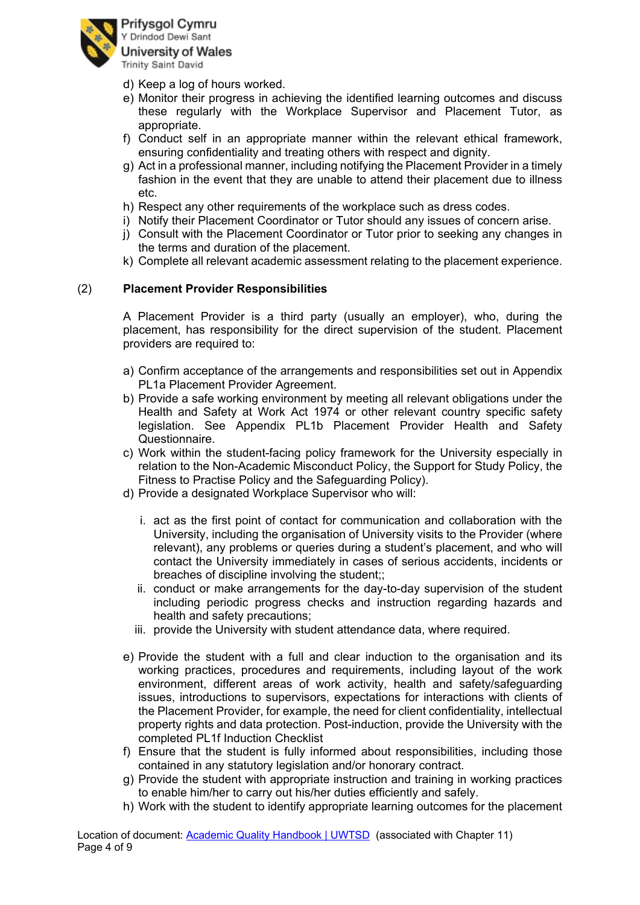d) Keep a log of hours worked.
e) Monitor their progress in achieving the identified learning outcomes and discuss these regularly with the Workplace Supervisor and Placement Tutor, as appropriate.
f) Conduct self in an appropriate manner within the relevant ethical framework, ensuring confidentiality and treating others with respect and dignity.
g) Act in a professional manner, including notifying the Placement Provider in a timely fashion in the event that they are unable to attend their placement due to illness etc.
h) Respect any other requirements of the workplace such as dress codes.
i) Notify their Placement Coordinator or Tutor should any issues of concern arise.
j) Consult with the Placement Coordinator or Tutor prior to seeking any changes in the terms and duration of the placement.
k) Complete all relevant academic assessment relating to the placement experience.

(2) **Placement Provider Responsibilities**

A Placement Provider is a third party (usually an employer), who, during the placement, has responsibility for the direct supervision of the student. Placement providers are required to:

a) Confirm acceptance of the arrangements and responsibilities set out in Appendix PL1a Placement Provider Agreement.
b) Provide a safe working environment by meeting all relevant obligations under the Health and Safety at Work Act 1974 or other relevant country specific safety legislation. See Appendix PL1b Placement Provider Health and Safety Questionnaire.
c) Work within the student-facing policy framework for the University especially in relation to the Non-Academic Misconduct Policy, the Support for Study Policy, the Fitness to Practise Policy and the Safeguarding Policy).
d) Provide a designated Workplace Supervisor who will:

   i. act as the first point of contact for communication and collaboration with the University, including the organisation of University visits to the Provider (where relevant), any problems or queries during a student's placement, and who will contact the University immediately in cases of serious accidents, incidents or breaches of discipline involving the student;;
   ii. conduct or make arrangements for the day-to-day supervision of the student including periodic progress checks and instruction regarding hazards and health and safety precautions;
   iii. provide the University with student attendance data, where required.

e) Provide the student with a full and clear induction to the organisation and its working practices, procedures and requirements, including layout of the work environment, different areas of work activity, health and safety/safeguarding issues, introductions to supervisors, expectations for interactions with clients of the Placement Provider, for example, the need for client confidentiality, intellectual property rights and data protection. Post-induction, provide the University with the completed PL1f Induction Checklist
f) Ensure that the student is fully informed about responsibilities, including those contained in any statutory legislation and/or honorary contract.
g) Provide the student with appropriate instruction and training in working practices to enable him/her to carry out his/her duties efficiently and safely.
h) Work with the student to identify appropriate learning outcomes for the placement

Location of document: [Academic Quality Handbook | UWTSD](Academic Quality Handbook | UWTSD) (associated with Chapter 11)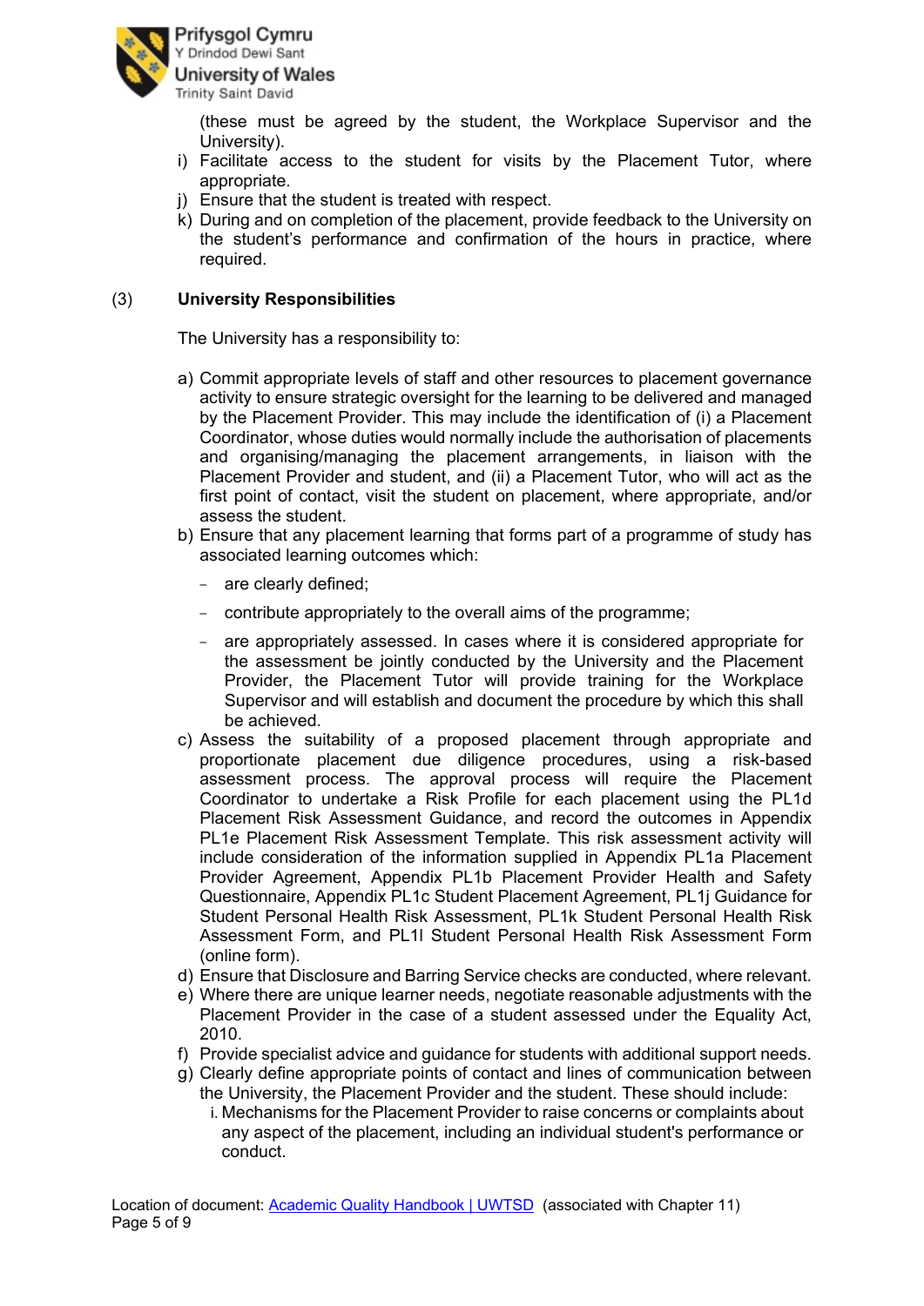(these must be agreed by the student, the Workplace Supervisor and the University).

i) Facilitate access to the student for visits by the Placement Tutor, where appropriate.
j) Ensure that the student is treated with respect.
k) During and on completion of the placement, provide feedback to the University on the student's performance and confirmation of the hours in practice, where required.

(3) **University Responsibilities**

The University has a responsibility to:

a) Commit appropriate levels of staff and other resources to placement governance activity to ensure strategic oversight for the learning to be delivered and managed by the Placement Provider. This may include the identification of (i) a Placement Coordinator, whose duties would normally include the authorisation of placements and organising/managing the placement arrangements, in liaison with the Placement Provider and student, and (ii) a Placement Tutor, who will act as the first point of contact, visit the student on placement, where appropriate, and/or assess the student.
b) Ensure that any placement learning that forms part of a programme of study has associated learning outcomes which:
   - are clearly defined;
   - contribute appropriately to the overall aims of the programme;
   - are appropriately assessed. In cases where it is considered appropriate for the assessment be jointly conducted by the University and the Placement Provider, the Placement Tutor will provide training for the Workplace Supervisor and will establish and document the procedure by which this shall be achieved.
c) Assess the suitability of a proposed placement through appropriate and proportionate placement due diligence procedures, using a risk-based assessment process. The approval process will require the Placement Coordinator to undertake a Risk Profile for each placement using the PL1d Placement Risk Assessment Guidance, and record the outcomes in Appendix PL1e Placement Risk Assessment Template. This risk assessment activity will include consideration of the information supplied in Appendix PL1a Placement Provider Agreement, Appendix PL1b Placement Provider Health and Safety Questionnaire, Appendix PL1c Student Placement Agreement, PL1j Guidance for Student Personal Health Risk Assessment, PL1k Student Personal Health Risk Assessment Form, and PL1l Student Personal Health Risk Assessment Form (online form).
d) Ensure that Disclosure and Barring Service checks are conducted, where relevant.
e) Where there are unique learner needs, negotiate reasonable adjustments with the Placement Provider in the case of a student assessed under the Equality Act, 2010.
f) Provide specialist advice and guidance for students with additional support needs.
g) Clearly define appropriate points of contact and lines of communication between the University, the Placement Provider and the student. These should include:
   i. Mechanisms for the Placement Provider to raise concerns or complaints about any aspect of the placement, including an individual student's performance or conduct.

Location of document: [Academic Quality Handbook | UWTSD](Academic Quality Handbook | UWTSD) (associated with Chapter 11)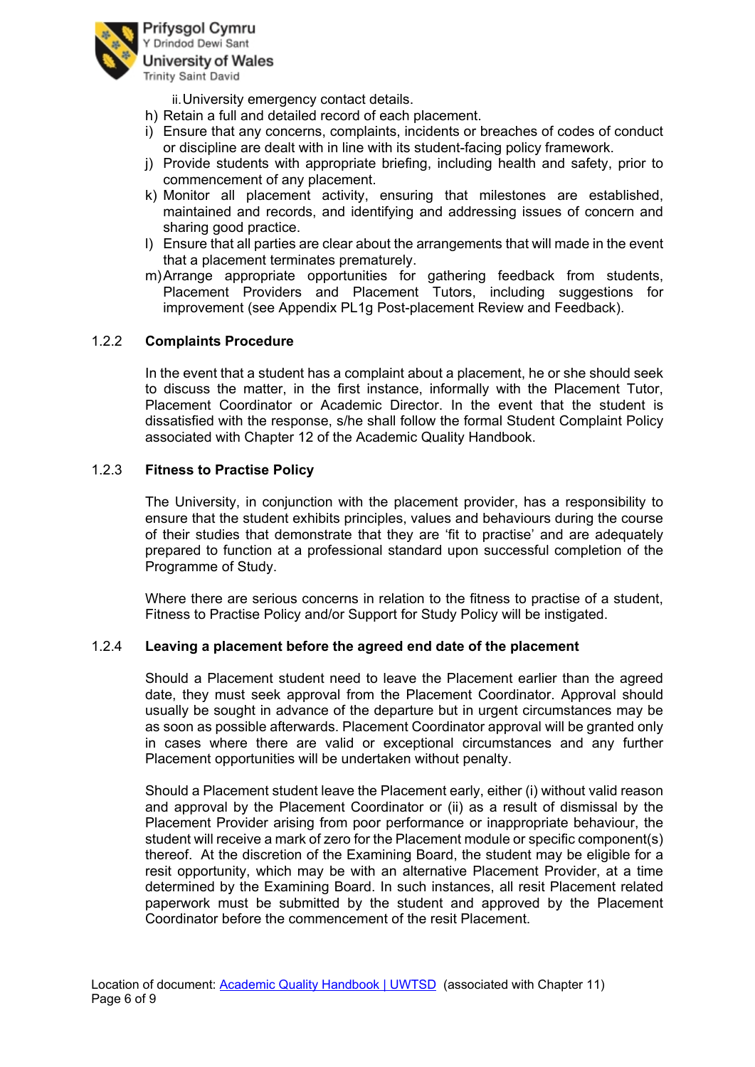ii. University emergency contact details.

h) Retain a full and detailed record of each placement.
i) Ensure that any concerns, complaints, incidents or breaches of codes of conduct or discipline are dealt with in line with its student-facing policy framework.
j) Provide students with appropriate briefing, including health and safety, prior to commencement of any placement.
k) Monitor all placement activity, ensuring that milestones are established, maintained and records, and identifying and addressing issues of concern and sharing good practice.
l) Ensure that all parties are clear about the arrangements that will made in the event that a placement terminates prematurely.
m) Arrange appropriate opportunities for gathering feedback from students, Placement Providers and Placement Tutors, including suggestions for improvement (see Appendix PL1g Post-placement Review and Feedback).

### 1.2.2 Complaints Procedure

In the event that a student has a complaint about a placement, he or she should seek to discuss the matter, in the first instance, informally with the Placement Tutor, Placement Coordinator or Academic Director. In the event that the student is dissatisfied with the response, s/he shall follow the formal Student Complaint Policy associated with Chapter 12 of the Academic Quality Handbook.

### 1.2.3 Fitness to Practise Policy

The University, in conjunction with the placement provider, has a responsibility to ensure that the student exhibits principles, values and behaviours during the course of their studies that demonstrate that they are 'fit to practise' and are adequately prepared to function at a professional standard upon successful completion of the Programme of Study.

Where there are serious concerns in relation to the fitness to practise of a student, Fitness to Practise Policy and/or Support for Study Policy will be instigated.

### 1.2.4 Leaving a placement before the agreed end date of the placement

Should a Placement student need to leave the Placement earlier than the agreed date, they must seek approval from the Placement Coordinator. Approval should usually be sought in advance of the departure but in urgent circumstances may be as soon as possible afterwards. Placement Coordinator approval will be granted only in cases where there are valid or exceptional circumstances and any further Placement opportunities will be undertaken without penalty.

Should a Placement student leave the Placement early, either (i) without valid reason and approval by the Placement Coordinator or (ii) as a result of dismissal by the Placement Provider arising from poor performance or inappropriate behaviour, the student will receive a mark of zero for the Placement module or specific component(s) thereof. At the discretion of the Examining Board, the student may be eligible for a resit opportunity, which may be with an alternative Placement Provider, at a time determined by the Examining Board. In such instances, all resit Placement related paperwork must be submitted by the student and approved by the Placement Coordinator before the commencement of the resit Placement.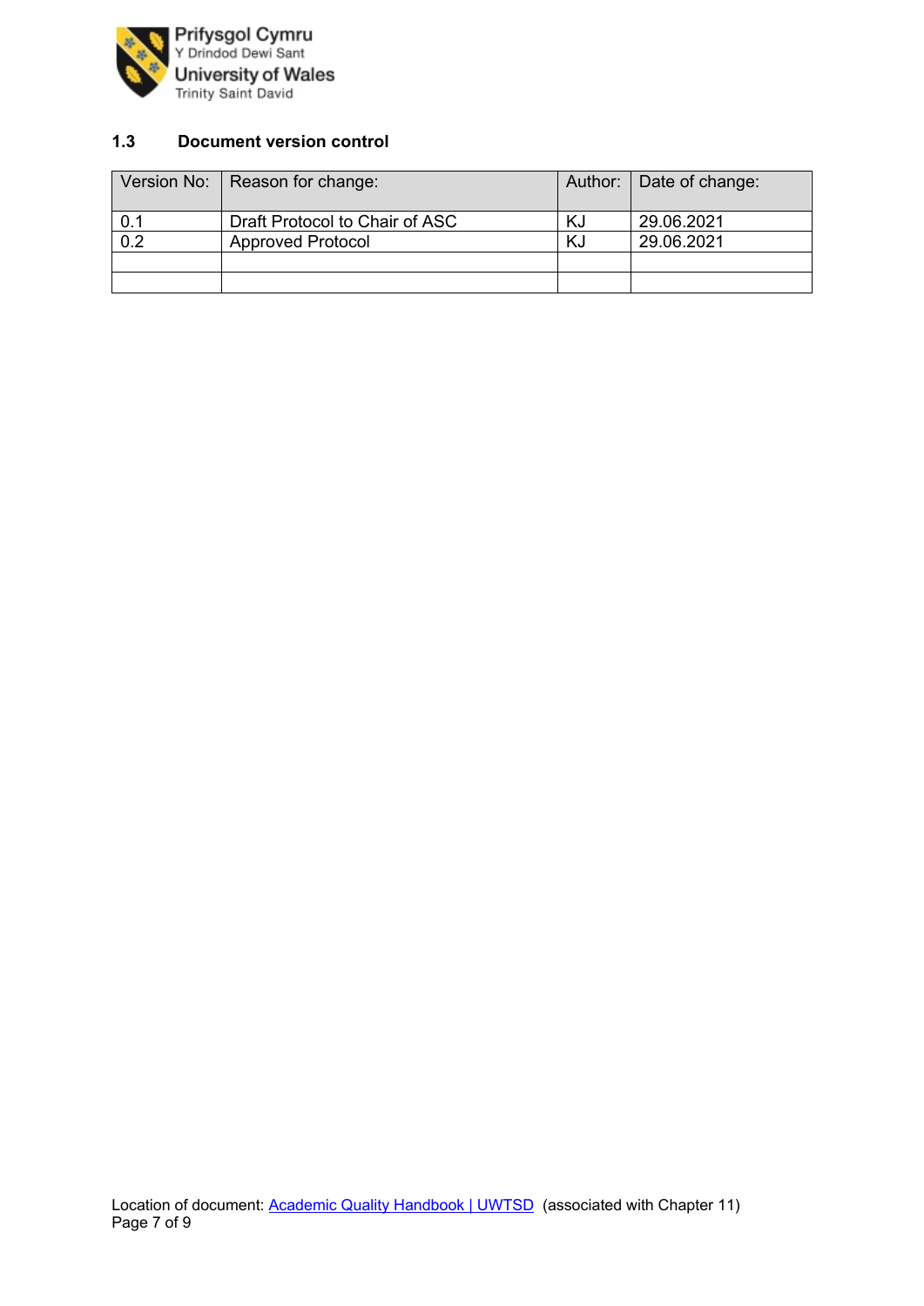### 1.3 Document version control

| Version No: | Reason for change: | Author: | Date of change: |
|---|---|---|---|
| 0.1 | Draft Protocol to Chair of ASC | KJ | 29.06.2021 |
| 0.2 | Approved Protocol | KJ | 29.06.2021 |
| | | | |
| | | | |

Location of document: [Academic Quality Handbook | UWTSD](Academic Quality Handbook | UWTSD) (associated with Chapter 11)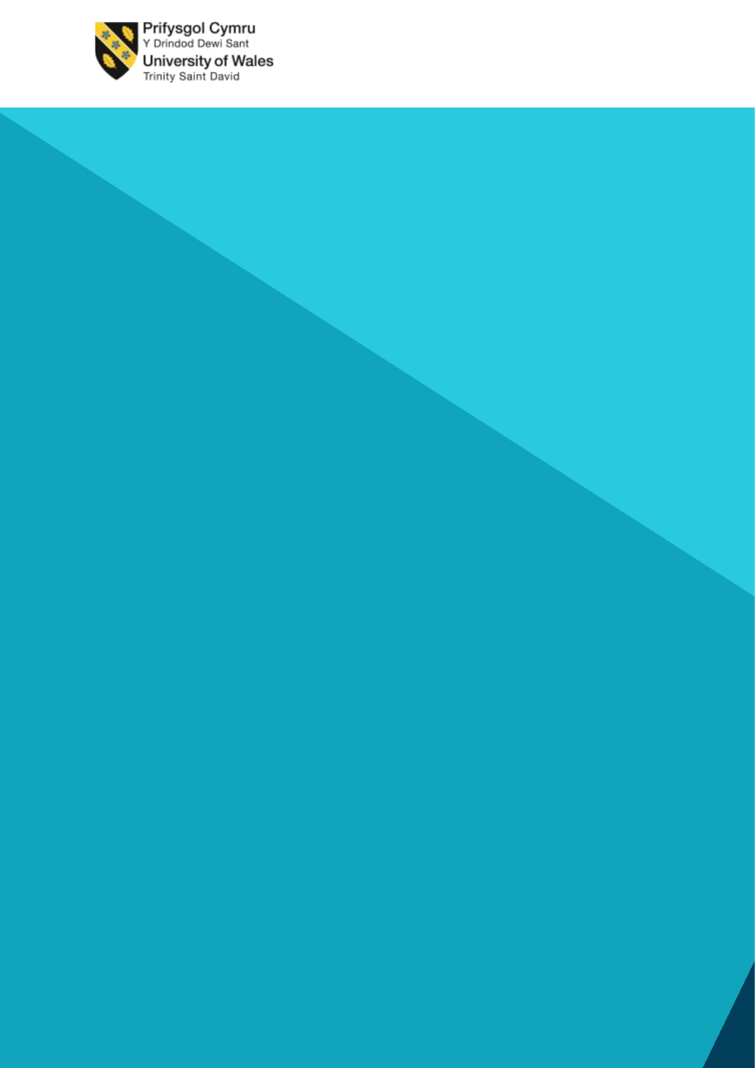Prifysgol Cymru
Y Drindod Dewi Sant
University of Wales
Trinity Saint David